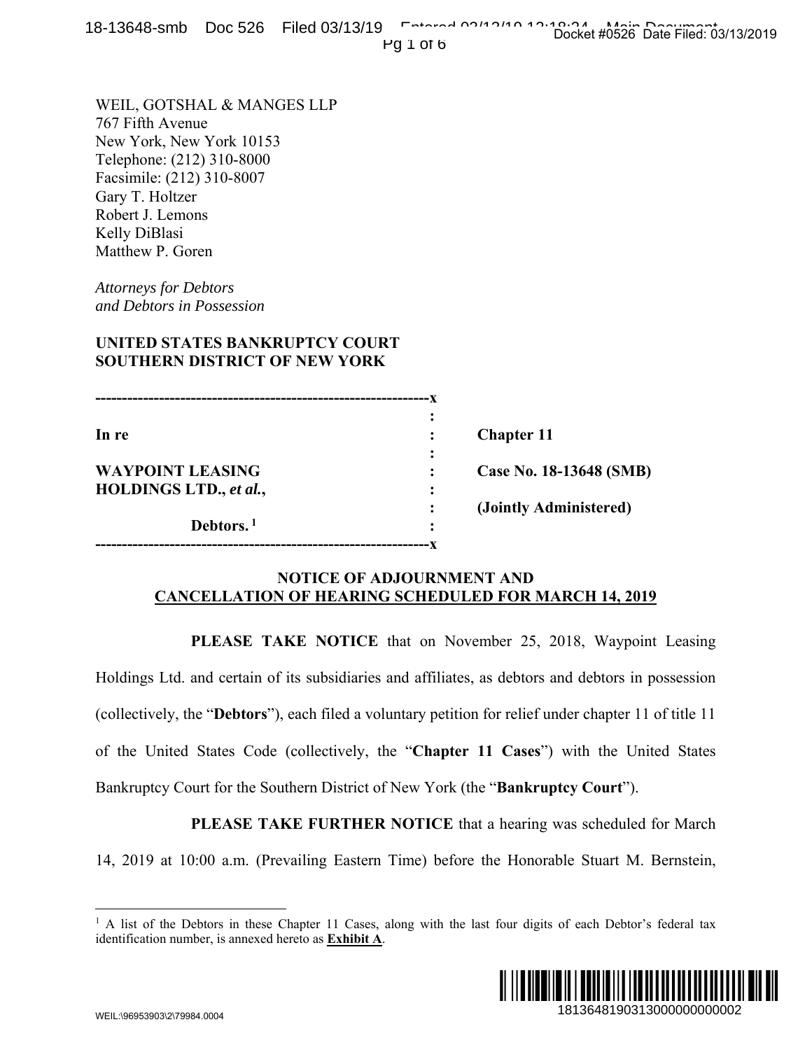WEIL, GOTSHAL & MANGES LLP
767 Fifth Avenue
New York, New York 10153
Telephone: (212) 310-8000
Facsimile: (212) 310-8007
Gary T. Holtzer
Robert J. Lemons
Kelly DiBlasi
Matthew P. Goren

*Attorneys for Debtors*
*and Debtors in Possession*

**UNITED STATES BANKRUPTCY COURT**
**SOUTHERN DISTRICT OF NEW YORK**

| | | |
|---|---|---|
| **In re** | : | **Chapter 11** |
| **WAYPOINT LEASING HOLDINGS LTD.,** ***et al.*****,** | : | **Case No. 18-13648 (SMB)** |
| | : | **(Jointly Administered)** |
| **Debtors.** [1] | : | |

**NOTICE OF ADJOURNMENT AND CANCELLATION OF HEARING SCHEDULED FOR MARCH 14, 2019**

**PLEASE TAKE NOTICE** that on November 25, 2018, Waypoint Leasing Holdings Ltd. and certain of its subsidiaries and affiliates, as debtors and debtors in possession (collectively, the "**Debtors**"), each filed a voluntary petition for relief under chapter 11 of title 11 of the United States Code (collectively, the "**Chapter 11 Cases**") with the United States Bankruptcy Court for the Southern District of New York (the "**Bankruptcy Court**").

**PLEASE TAKE FURTHER NOTICE** that a hearing was scheduled for March 14, 2019 at 10:00 a.m. (Prevailing Eastern Time) before the Honorable Stuart M. Bernstein,

[1] A list of the Debtors in these Chapter 11 Cases, along with the last four digits of each Debtor's federal tax identification number, is annexed hereto as **Exhibit A**.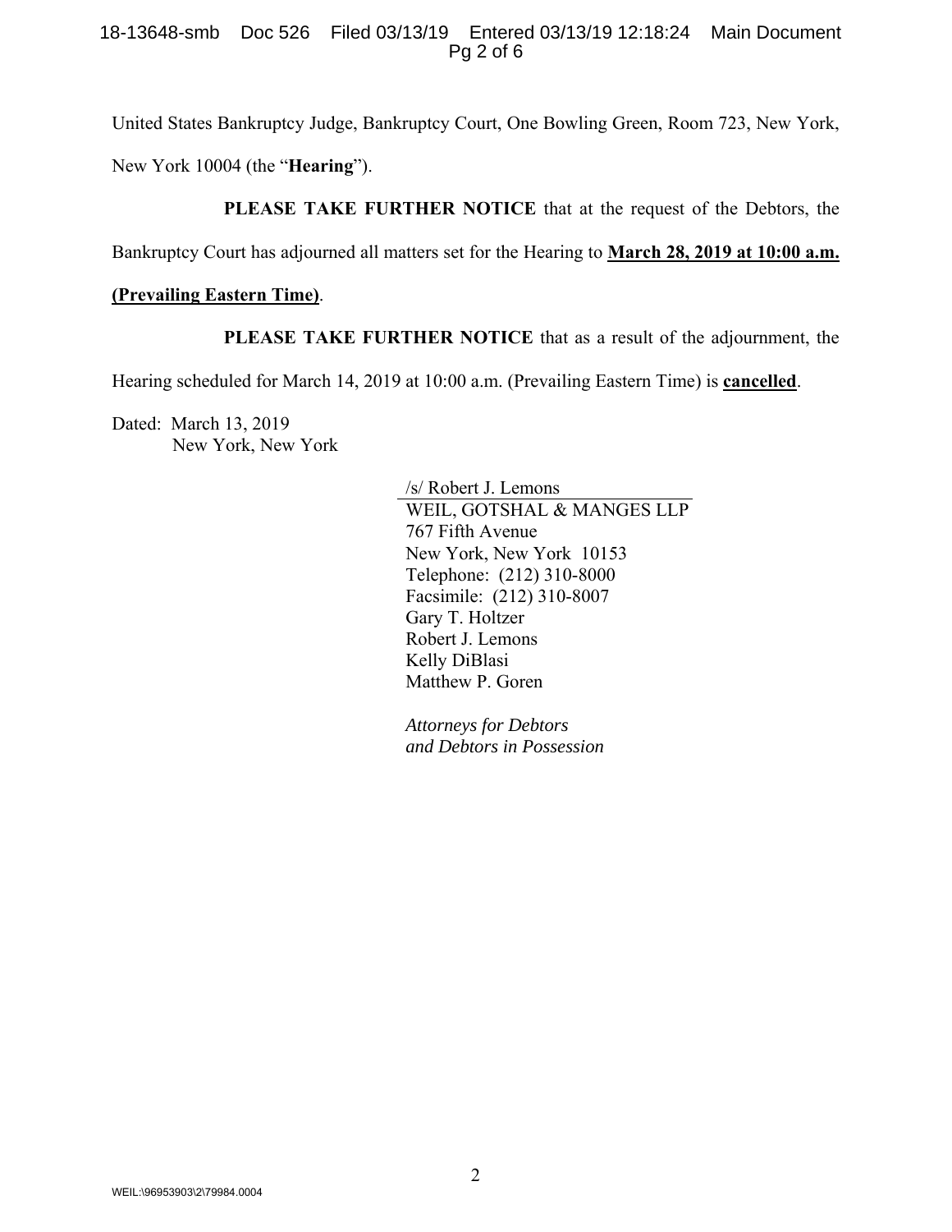United States Bankruptcy Judge, Bankruptcy Court, One Bowling Green, Room 723, New York, New York 10004 (the "**Hearing**").

**PLEASE TAKE FURTHER NOTICE** that at the request of the Debtors, the Bankruptcy Court has adjourned all matters set for the Hearing to **March 28, 2019 at 10:00 a.m. (Prevailing Eastern Time)**.

**PLEASE TAKE FURTHER NOTICE** that as a result of the adjournment, the Hearing scheduled for March 14, 2019 at 10:00 a.m. (Prevailing Eastern Time) is **cancelled**.

Dated: March 13, 2019
New York, New York

/s/ Robert J. Lemons
WEIL, GOTSHAL & MANGES LLP
767 Fifth Avenue
New York, New York 10153
Telephone: (212) 310-8000
Facsimile: (212) 310-8007
Gary T. Holtzer
Robert J. Lemons
Kelly DiBlasi
Matthew P. Goren

*Attorneys for Debtors and Debtors in Possession*

WEIL:\96953903\2\79984.0004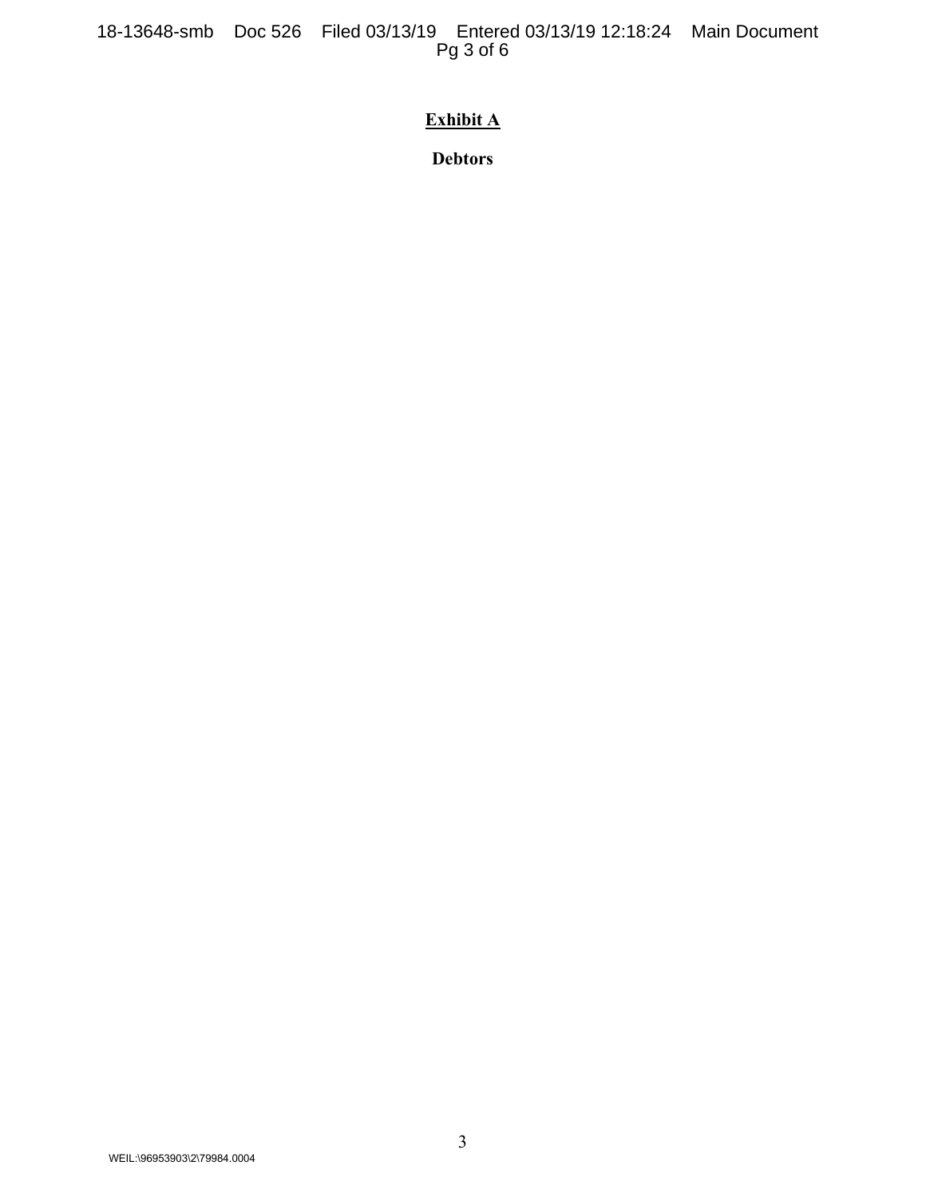**Exhibit A**

**Debtors**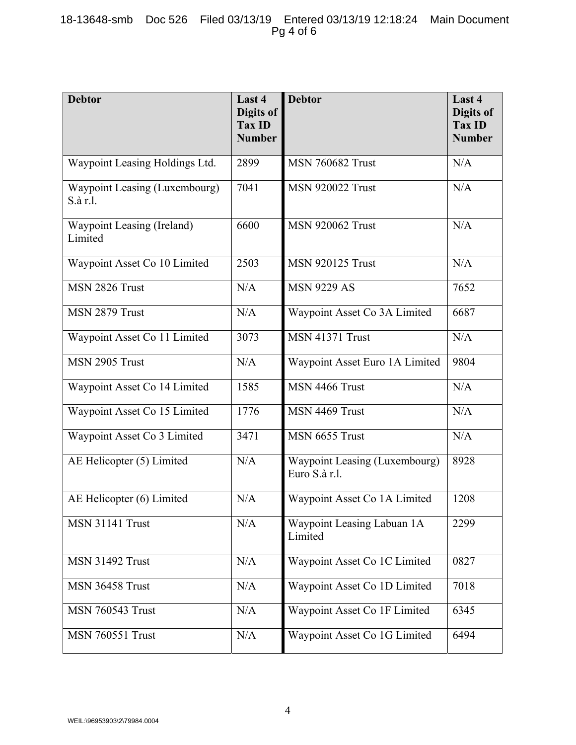| Debtor | Last 4 Digits of Tax ID Number | Debtor | Last 4 Digits of Tax ID Number |
|---|---|---|---|
| Waypoint Leasing Holdings Ltd. | 2899 | MSN 760682 Trust | N/A |
| Waypoint Leasing (Luxembourg) S.à r.l. | 7041 | MSN 920022 Trust | N/A |
| Waypoint Leasing (Ireland) Limited | 6600 | MSN 920062 Trust | N/A |
| Waypoint Asset Co 10 Limited | 2503 | MSN 920125 Trust | N/A |
| MSN 2826 Trust | N/A | MSN 9229 AS | 7652 |
| MSN 2879 Trust | N/A | Waypoint Asset Co 3A Limited | 6687 |
| Waypoint Asset Co 11 Limited | 3073 | MSN 41371 Trust | N/A |
| MSN 2905 Trust | N/A | Waypoint Asset Euro 1A Limited | 9804 |
| Waypoint Asset Co 14 Limited | 1585 | MSN 4466 Trust | N/A |
| Waypoint Asset Co 15 Limited | 1776 | MSN 4469 Trust | N/A |
| Waypoint Asset Co 3 Limited | 3471 | MSN 6655 Trust | N/A |
| AE Helicopter (5) Limited | N/A | Waypoint Leasing (Luxembourg) Euro S.à r.l. | 8928 |
| AE Helicopter (6) Limited | N/A | Waypoint Asset Co 1A Limited | 1208 |
| MSN 31141 Trust | N/A | Waypoint Leasing Labuan 1A Limited | 2299 |
| MSN 31492 Trust | N/A | Waypoint Asset Co 1C Limited | 0827 |
| MSN 36458 Trust | N/A | Waypoint Asset Co 1D Limited | 7018 |
| MSN 760543 Trust | N/A | Waypoint Asset Co 1F Limited | 6345 |
| MSN 760551 Trust | N/A | Waypoint Asset Co 1G Limited | 6494 |

WEIL:\96953903\2\79984.0004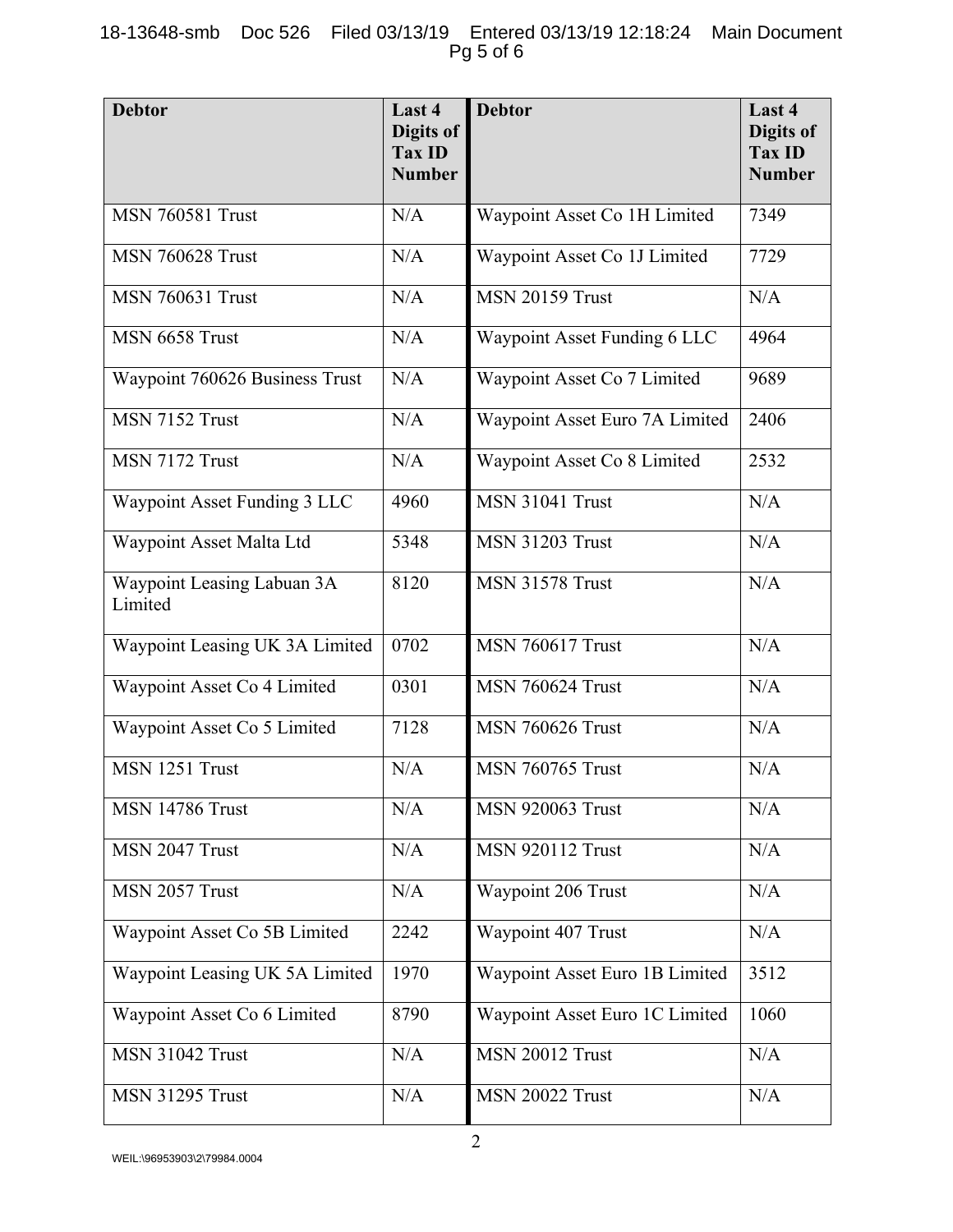| Debtor | Last 4 Digits of Tax ID Number | Debtor | Last 4 Digits of Tax ID Number |
| --- | --- | --- | --- |
| MSN 760581 Trust | N/A | Waypoint Asset Co 1H Limited | 7349 |
| MSN 760628 Trust | N/A | Waypoint Asset Co 1J Limited | 7729 |
| MSN 760631 Trust | N/A | MSN 20159 Trust | N/A |
| MSN 6658 Trust | N/A | Waypoint Asset Funding 6 LLC | 4964 |
| Waypoint 760626 Business Trust | N/A | Waypoint Asset Co 7 Limited | 9689 |
| MSN 7152 Trust | N/A | Waypoint Asset Euro 7A Limited | 2406 |
| MSN 7172 Trust | N/A | Waypoint Asset Co 8 Limited | 2532 |
| Waypoint Asset Funding 3 LLC | 4960 | MSN 31041 Trust | N/A |
| Waypoint Asset Malta Ltd | 5348 | MSN 31203 Trust | N/A |
| Waypoint Leasing Labuan 3A Limited | 8120 | MSN 31578 Trust | N/A |
| Waypoint Leasing UK 3A Limited | 0702 | MSN 760617 Trust | N/A |
| Waypoint Asset Co 4 Limited | 0301 | MSN 760624 Trust | N/A |
| Waypoint Asset Co 5 Limited | 7128 | MSN 760626 Trust | N/A |
| MSN 1251 Trust | N/A | MSN 760765 Trust | N/A |
| MSN 14786 Trust | N/A | MSN 920063 Trust | N/A |
| MSN 2047 Trust | N/A | MSN 920112 Trust | N/A |
| MSN 2057 Trust | N/A | Waypoint 206 Trust | N/A |
| Waypoint Asset Co 5B Limited | 2242 | Waypoint 407 Trust | N/A |
| Waypoint Leasing UK 5A Limited | 1970 | Waypoint Asset Euro 1B Limited | 3512 |
| Waypoint Asset Co 6 Limited | 8790 | Waypoint Asset Euro 1C Limited | 1060 |
| MSN 31042 Trust | N/A | MSN 20012 Trust | N/A |
| MSN 31295 Trust | N/A | MSN 20022 Trust | N/A |

WEIL:\96953903\2\79984.0004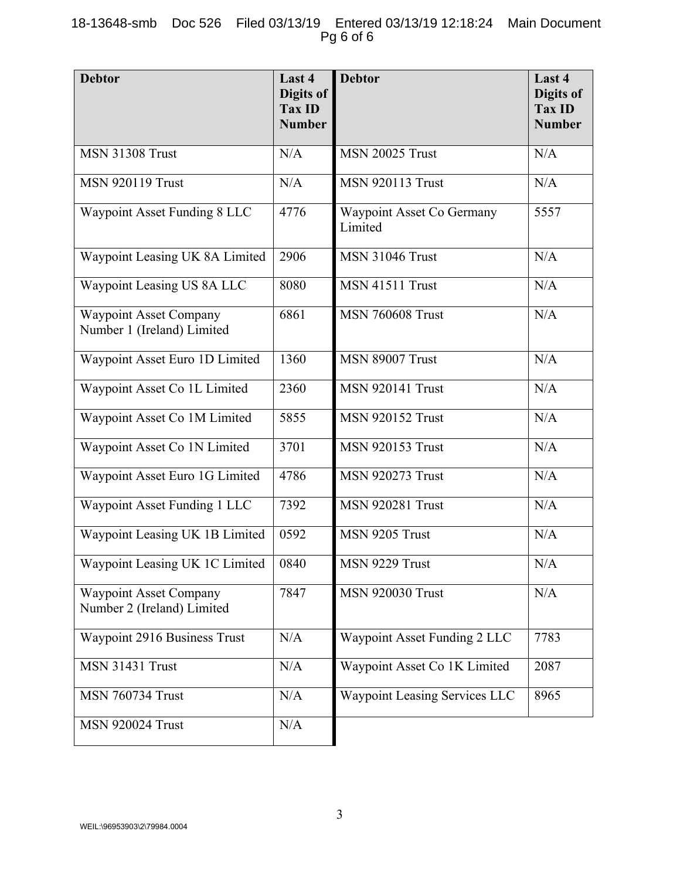| Debtor | Last 4 Digits of Tax ID Number | Debtor | Last 4 Digits of Tax ID Number |
|---|---|---|---|
| MSN 31308 Trust | N/A | MSN 20025 Trust | N/A |
| MSN 920119 Trust | N/A | MSN 920113 Trust | N/A |
| Waypoint Asset Funding 8 LLC | 4776 | Waypoint Asset Co Germany Limited | 5557 |
| Waypoint Leasing UK 8A Limited | 2906 | MSN 31046 Trust | N/A |
| Waypoint Leasing US 8A LLC | 8080 | MSN 41511 Trust | N/A |
| Waypoint Asset Company Number 1 (Ireland) Limited | 6861 | MSN 760608 Trust | N/A |
| Waypoint Asset Euro 1D Limited | 1360 | MSN 89007 Trust | N/A |
| Waypoint Asset Co 1L Limited | 2360 | MSN 920141 Trust | N/A |
| Waypoint Asset Co 1M Limited | 5855 | MSN 920152 Trust | N/A |
| Waypoint Asset Co 1N Limited | 3701 | MSN 920153 Trust | N/A |
| Waypoint Asset Euro 1G Limited | 4786 | MSN 920273 Trust | N/A |
| Waypoint Asset Funding 1 LLC | 7392 | MSN 920281 Trust | N/A |
| Waypoint Leasing UK 1B Limited | 0592 | MSN 9205 Trust | N/A |
| Waypoint Leasing UK 1C Limited | 0840 | MSN 9229 Trust | N/A |
| Waypoint Asset Company Number 2 (Ireland) Limited | 7847 | MSN 920030 Trust | N/A |
| Waypoint 2916 Business Trust | N/A | Waypoint Asset Funding 2 LLC | 7783 |
| MSN 31431 Trust | N/A | Waypoint Asset Co 1K Limited | 2087 |
| MSN 760734 Trust | N/A | Waypoint Leasing Services LLC | 8965 |
| MSN 920024 Trust | N/A | | |

WEIL:\96953903\2\79984.0004